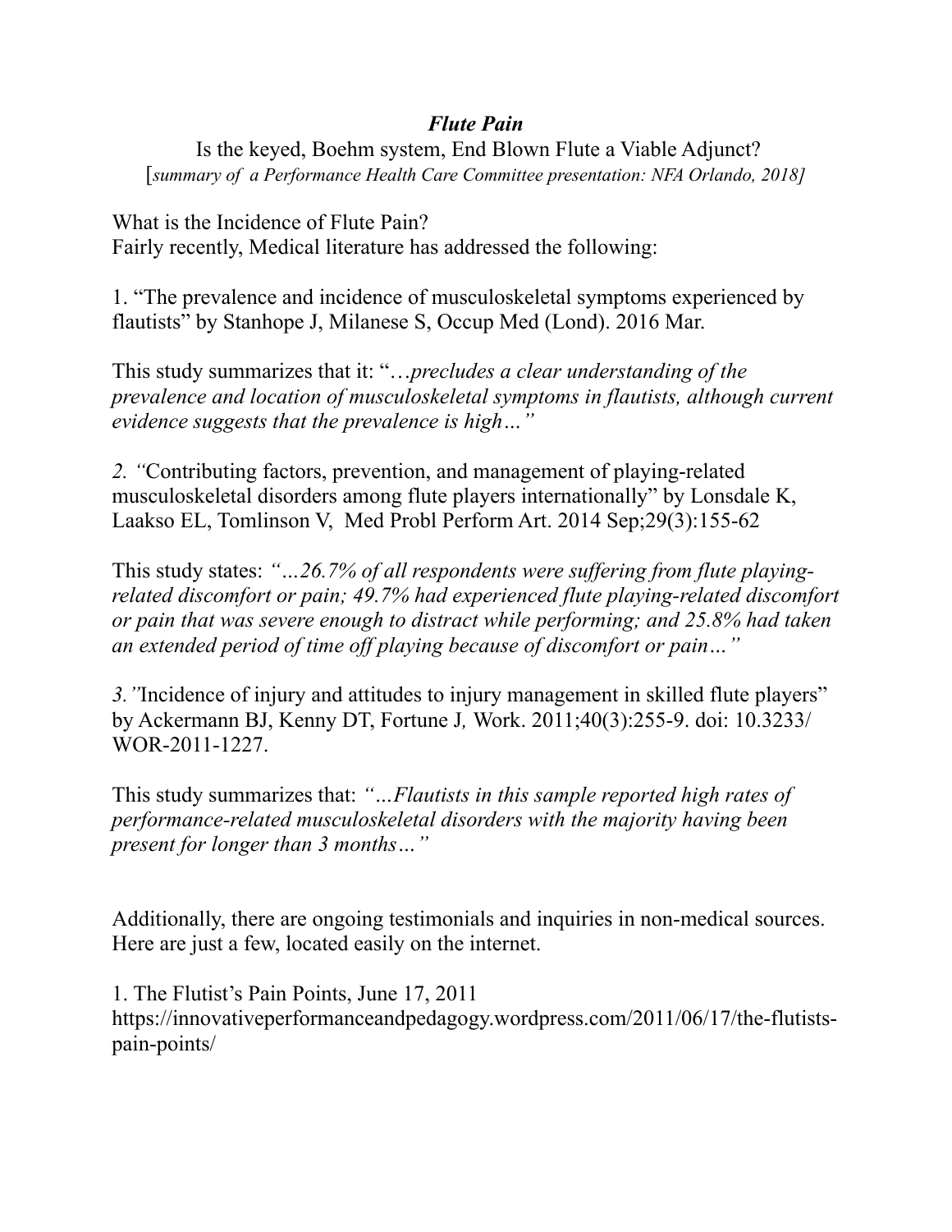# *Flute Pain*

Is the keyed, Boehm system, End Blown Flute a Viable Adjunct?

[*summary of a Performance Health Care Committee presentation: NFA Orlando, 2018]*

What is the Incidence of Flute Pain?
Fairly recently, Medical literature has addressed the following:

1. "The prevalence and incidence of musculoskeletal symptoms experienced by flautists" by Stanhope J, Milanese S, Occup Med (Lond). 2016 Mar.

This study summarizes that it: "*…precludes a clear understanding of the prevalence and location of musculoskeletal symptoms in flautists, although current evidence suggests that the prevalence is high…"*

*2. "*Contributing factors, prevention, and management of playing-related musculoskeletal disorders among flute players internationally" by Lonsdale K, Laakso EL, Tomlinson V, Med Probl Perform Art. 2014 Sep;29(3):155-62

This study states: *"…26.7% of all respondents were suffering from flute playing-related discomfort or pain; 49.7% had experienced flute playing-related discomfort or pain that was severe enough to distract while performing; and 25.8% had taken an extended period of time off playing because of discomfort or pain…"*

*3."*Incidence of injury and attitudes to injury management in skilled flute players" by Ackermann BJ, Kenny DT, Fortune J*,* Work. 2011;40(3):255-9. doi: 10.3233/WOR-2011-1227.

This study summarizes that: *"…Flautists in this sample reported high rates of performance-related musculoskeletal disorders with the majority having been present for longer than 3 months…"*

Additionally, there are ongoing testimonials and inquiries in non-medical sources. Here are just a few, located easily on the internet.

1. The Flutist's Pain Points, June 17, 2011
https://innovativeperformanceandpedagogy.wordpress.com/2011/06/17/the-flutists-pain-points/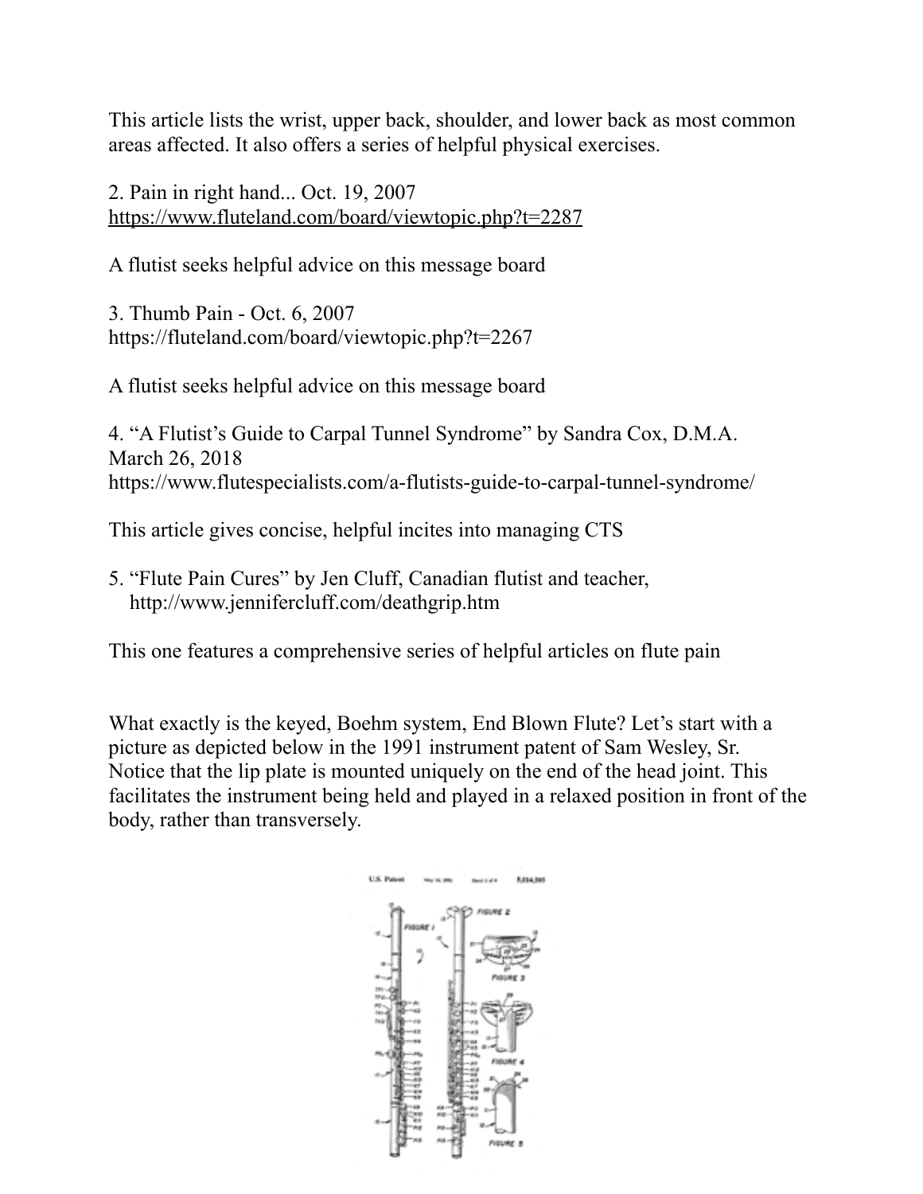This article lists the wrist, upper back, shoulder, and lower back as most common areas affected. It also offers a series of helpful physical exercises.

2. Pain in right hand... Oct. 19, 2007
https://www.fluteland.com/board/viewtopic.php?t=2287

A flutist seeks helpful advice on this message board

3. Thumb Pain - Oct. 6, 2007
https://fluteland.com/board/viewtopic.php?t=2267

A flutist seeks helpful advice on this message board

4. "A Flutist's Guide to Carpal Tunnel Syndrome" by Sandra Cox, D.M.A.
March 26, 2018
https://www.flutespecialists.com/a-flutists-guide-to-carpal-tunnel-syndrome/

This article gives concise, helpful incites into managing CTS

5. "Flute Pain Cures" by Jen Cluff, Canadian flutist and teacher,
http://www.jennifercluff.com/deathgrip.htm

This one features a comprehensive series of helpful articles on flute pain

What exactly is the keyed, Boehm system, End Blown Flute? Let's start with a picture as depicted below in the 1991 instrument patent of Sam Wesley, Sr. Notice that the lip plate is mounted uniquely on the end of the head joint. This facilitates the instrument being held and played in a relaxed position in front of the body, rather than transversely.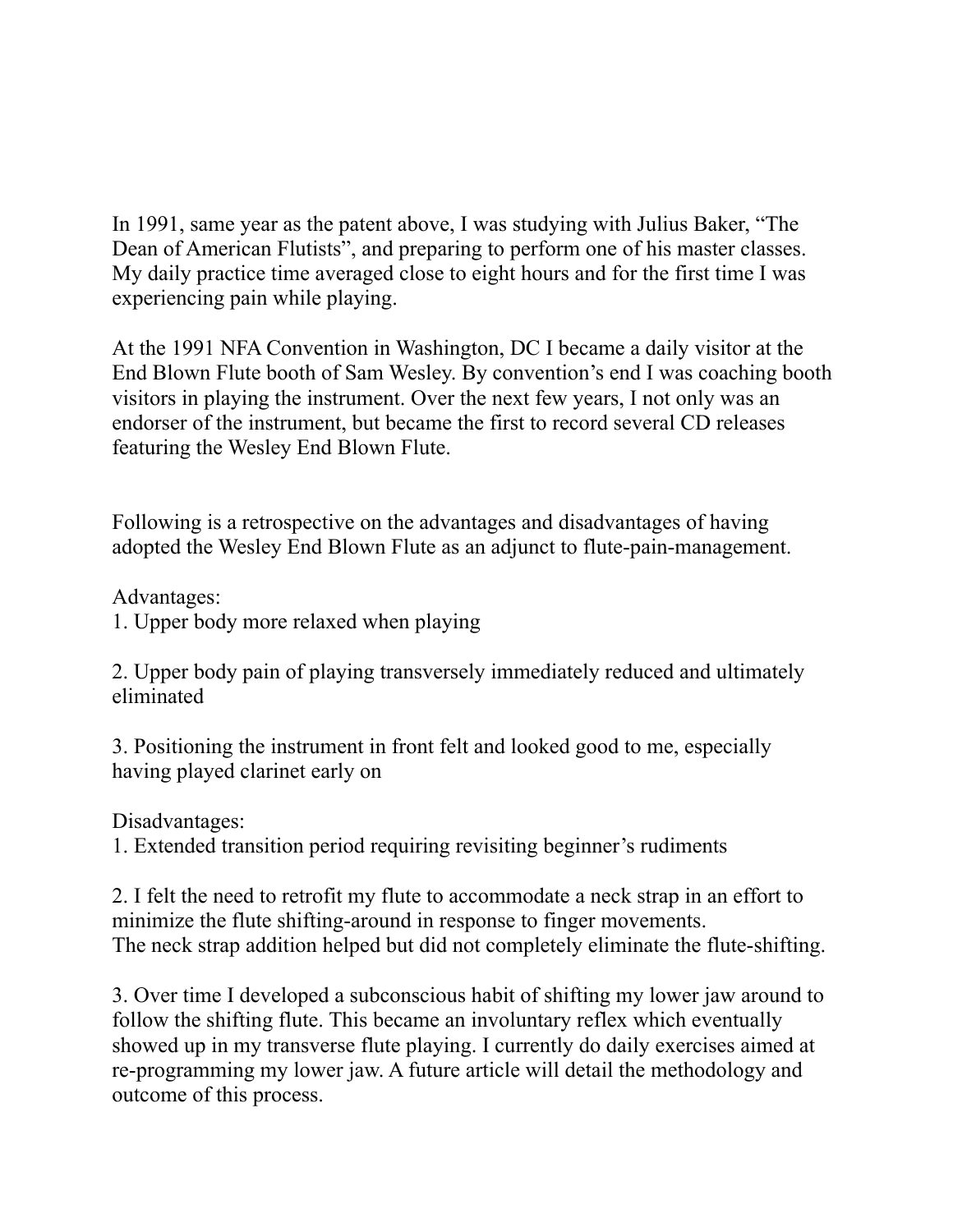In 1991, same year as the patent above, I was studying with Julius Baker, "The Dean of American Flutists", and preparing to perform one of his master classes. My daily practice time averaged close to eight hours and for the first time I was experiencing pain while playing.

At the 1991 NFA Convention in Washington, DC I became a daily visitor at the End Blown Flute booth of Sam Wesley. By convention's end I was coaching booth visitors in playing the instrument. Over the next few years, I not only was an endorser of the instrument, but became the first to record several CD releases featuring the Wesley End Blown Flute.

Following is a retrospective on the advantages and disadvantages of having adopted the Wesley End Blown Flute as an adjunct to flute-pain-management.

Advantages:

1. Upper body more relaxed when playing

2. Upper body pain of playing transversely immediately reduced and ultimately eliminated

3. Positioning the instrument in front felt and looked good to me, especially having played clarinet early on

Disadvantages:

1. Extended transition period requiring revisiting beginner's rudiments

2. I felt the need to retrofit my flute to accommodate a neck strap in an effort to minimize the flute shifting-around in response to finger movements.
The neck strap addition helped but did not completely eliminate the flute-shifting.

3. Over time I developed a subconscious habit of shifting my lower jaw around to follow the shifting flute. This became an involuntary reflex which eventually showed up in my transverse flute playing. I currently do daily exercises aimed at re-programming my lower jaw. A future article will detail the methodology and outcome of this process.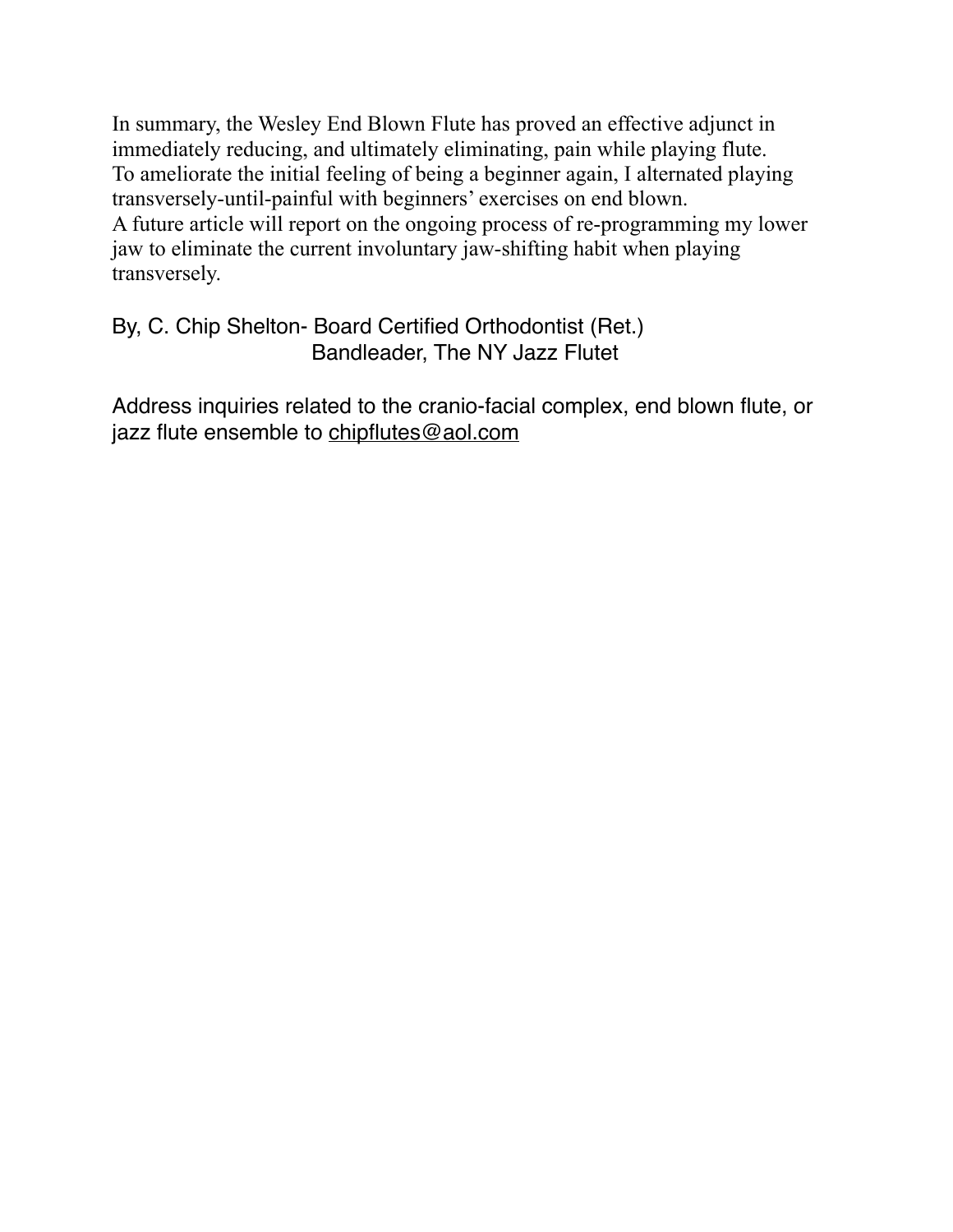In summary, the Wesley End Blown Flute has proved an effective adjunct in immediately reducing, and ultimately eliminating, pain while playing flute.
To ameliorate the initial feeling of being a beginner again, I alternated playing transversely-until-painful with beginners' exercises on end blown.
A future article will report on the ongoing process of re-programming my lower jaw to eliminate the current involuntary jaw-shifting habit when playing transversely.

By, C. Chip Shelton- Board Certified Orthodontist (Ret.)
Bandleader, The NY Jazz Flutet

Address inquiries related to the cranio-facial complex, end blown flute, or jazz flute ensemble to chipflutes@aol.com